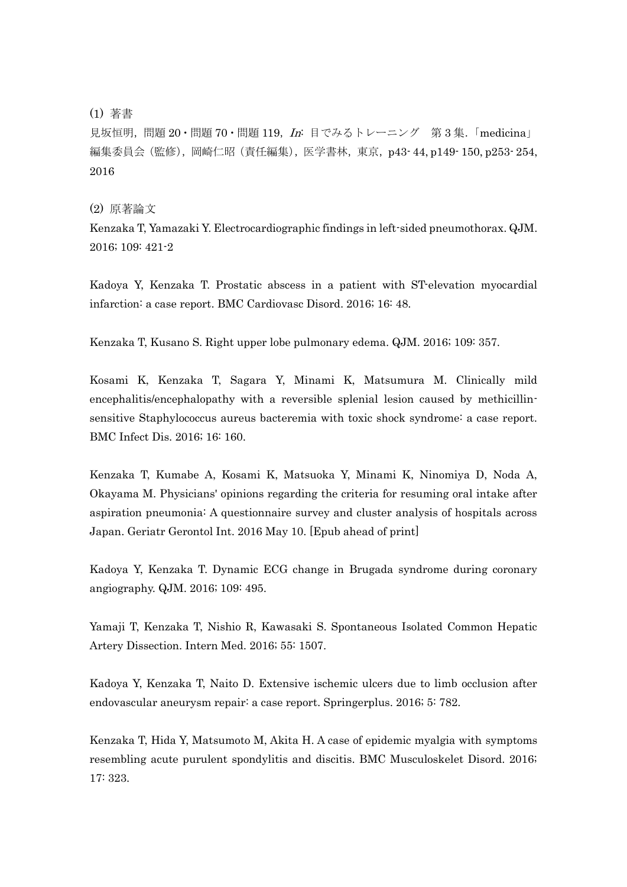(1) 著書

見坂恒明，問題 20・問題 70・問題 119，*In*: 目でみるトレーニング　第 3 集．「medicina」編集委員会（監修），岡崎仁昭（責任編集），医学書林，東京，p43- 44, p149- 150, p253- 254, 2016

(2) 原著論文

Kenzaka T, Yamazaki Y. Electrocardiographic findings in left-sided pneumothorax. QJM. 2016; 109: 421-2

Kadoya Y, Kenzaka T. Prostatic abscess in a patient with ST-elevation myocardial infarction: a case report. BMC Cardiovasc Disord. 2016; 16: 48.

Kenzaka T, Kusano S. Right upper lobe pulmonary edema. QJM. 2016; 109: 357.

Kosami K, Kenzaka T, Sagara Y, Minami K, Matsumura M. Clinically mild encephalitis/encephalopathy with a reversible splenial lesion caused by methicillin-sensitive Staphylococcus aureus bacteremia with toxic shock syndrome: a case report. BMC Infect Dis. 2016; 16: 160.

Kenzaka T, Kumabe A, Kosami K, Matsuoka Y, Minami K, Ninomiya D, Noda A, Okayama M. Physicians' opinions regarding the criteria for resuming oral intake after aspiration pneumonia: A questionnaire survey and cluster analysis of hospitals across Japan. Geriatr Gerontol Int. 2016 May 10. [Epub ahead of print]

Kadoya Y, Kenzaka T. Dynamic ECG change in Brugada syndrome during coronary angiography. QJM. 2016; 109: 495.

Yamaji T, Kenzaka T, Nishio R, Kawasaki S. Spontaneous Isolated Common Hepatic Artery Dissection. Intern Med. 2016; 55: 1507.

Kadoya Y, Kenzaka T, Naito D. Extensive ischemic ulcers due to limb occlusion after endovascular aneurysm repair: a case report. Springerplus. 2016; 5: 782.

Kenzaka T, Hida Y, Matsumoto M, Akita H. A case of epidemic myalgia with symptoms resembling acute purulent spondylitis and discitis. BMC Musculoskelet Disord. 2016; 17: 323.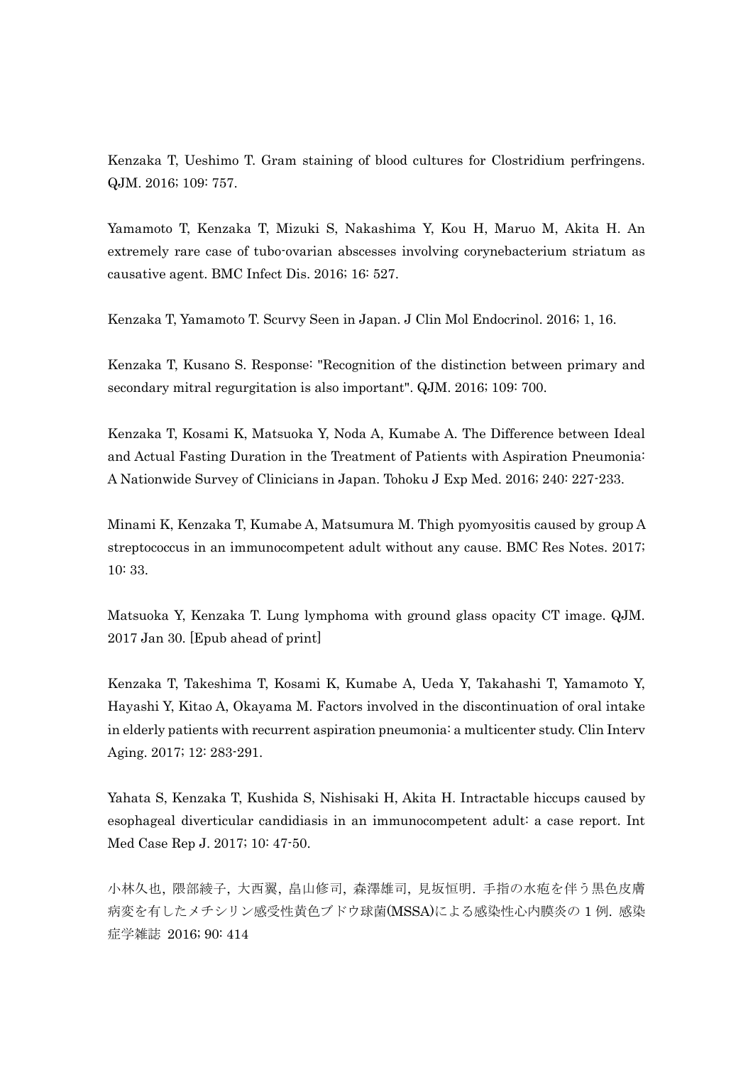Kenzaka T, Ueshimo T. Gram staining of blood cultures for Clostridium perfringens. QJM. 2016; 109: 757.

Yamamoto T, Kenzaka T, Mizuki S, Nakashima Y, Kou H, Maruo M, Akita H. An extremely rare case of tubo-ovarian abscesses involving corynebacterium striatum as causative agent. BMC Infect Dis. 2016; 16: 527.

Kenzaka T, Yamamoto T. Scurvy Seen in Japan. J Clin Mol Endocrinol. 2016; 1, 16.

Kenzaka T, Kusano S. Response: "Recognition of the distinction between primary and secondary mitral regurgitation is also important". QJM. 2016; 109: 700.

Kenzaka T, Kosami K, Matsuoka Y, Noda A, Kumabe A. The Difference between Ideal and Actual Fasting Duration in the Treatment of Patients with Aspiration Pneumonia: A Nationwide Survey of Clinicians in Japan. Tohoku J Exp Med. 2016; 240: 227-233.

Minami K, Kenzaka T, Kumabe A, Matsumura M. Thigh pyomyositis caused by group A streptococcus in an immunocompetent adult without any cause. BMC Res Notes. 2017; 10: 33.

Matsuoka Y, Kenzaka T. Lung lymphoma with ground glass opacity CT image. QJM. 2017 Jan 30. [Epub ahead of print]

Kenzaka T, Takeshima T, Kosami K, Kumabe A, Ueda Y, Takahashi T, Yamamoto Y, Hayashi Y, Kitao A, Okayama M. Factors involved in the discontinuation of oral intake in elderly patients with recurrent aspiration pneumonia: a multicenter study. Clin Interv Aging. 2017; 12: 283-291.

Yahata S, Kenzaka T, Kushida S, Nishisaki H, Akita H. Intractable hiccups caused by esophageal diverticular candidiasis in an immunocompetent adult: a case report. Int Med Case Rep J. 2017; 10: 47-50.

小林久也，隈部綾子，大西翼，畠山修司，森澤雄司，見坂恒明．手指の水疱を伴う黒色皮膚病変を有したメチシリン感受性黄色ブドウ球菌(MSSA)による感染性心内膜炎の 1 例．感染症学雑誌 2016; 90: 414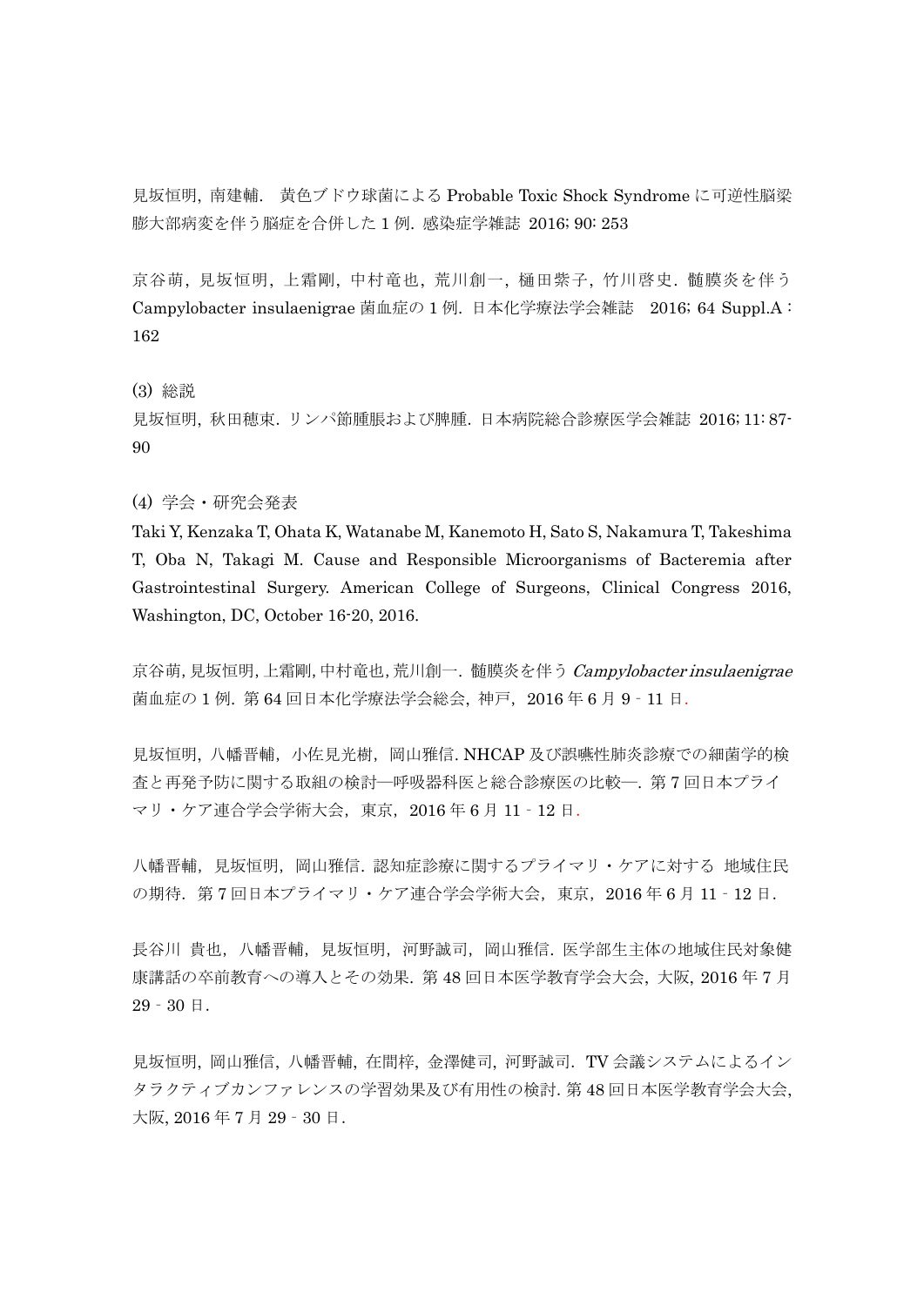見坂恒明, 南建輔. 黄色ブドウ球菌による Probable Toxic Shock Syndrome に可逆性脳梁膨大部病変を伴う脳症を合併した 1 例. 感染症学雑誌 2016; 90: 253

京谷萌, 見坂恒明, 上霜剛, 中村竜也, 荒川創一, 樋田紫子, 竹川啓史. 髄膜炎を伴う Campylobacter insulaenigrae 菌血症の 1 例. 日本化学療法学会雑誌 2016; 64 Suppl.A : 162

(3) 総説

見坂恒明, 秋田穂束. リンパ節腫脹および脾腫. 日本病院総合診療医学会雑誌 2016; 11: 87-90

(4) 学会・研究会発表

Taki Y, Kenzaka T, Ohata K, Watanabe M, Kanemoto H, Sato S, Nakamura T, Takeshima T, Oba N, Takagi M. Cause and Responsible Microorganisms of Bacteremia after Gastrointestinal Surgery. American College of Surgeons, Clinical Congress 2016, Washington, DC, October 16-20, 2016.

京谷萌, 見坂恒明, 上霜剛, 中村竜也, 荒川創一. 髄膜炎を伴う *Campylobacter insulaenigrae* 菌血症の 1 例. 第 64 回日本化学療法学会総会, 神戸, 2016 年 6 月 9 - 11 日.

見坂恒明, 八幡晋輔, 小佐見光樹, 岡山雅信. NHCAP 及び誤嚥性肺炎診療での細菌学的検査と再発予防に関する取組の検討―呼吸器科医と総合診療医の比較―. 第 7 回日本プライマリ・ケア連合学会学術大会, 東京, 2016 年 6 月 11 - 12 日.

八幡晋輔, 見坂恒明, 岡山雅信. 認知症診療に関するプライマリ・ケアに対する 地域住民の期待. 第 7 回日本プライマリ・ケア連合学会学術大会, 東京, 2016 年 6 月 11 - 12 日.

長谷川 貴也, 八幡晋輔, 見坂恒明, 河野誠司, 岡山雅信. 医学部生主体の地域住民対象健康講話の卒前教育への導入とその効果. 第 48 回日本医学教育学会大会, 大阪, 2016 年 7 月 29 - 30 日.

見坂恒明, 岡山雅信, 八幡晋輔, 在間梓, 金澤健司, 河野誠司. TV 会議システムによるインタラクティブカンファレンスの学習効果及び有用性の検討. 第 48 回日本医学教育学会大会, 大阪, 2016 年 7 月 29 - 30 日.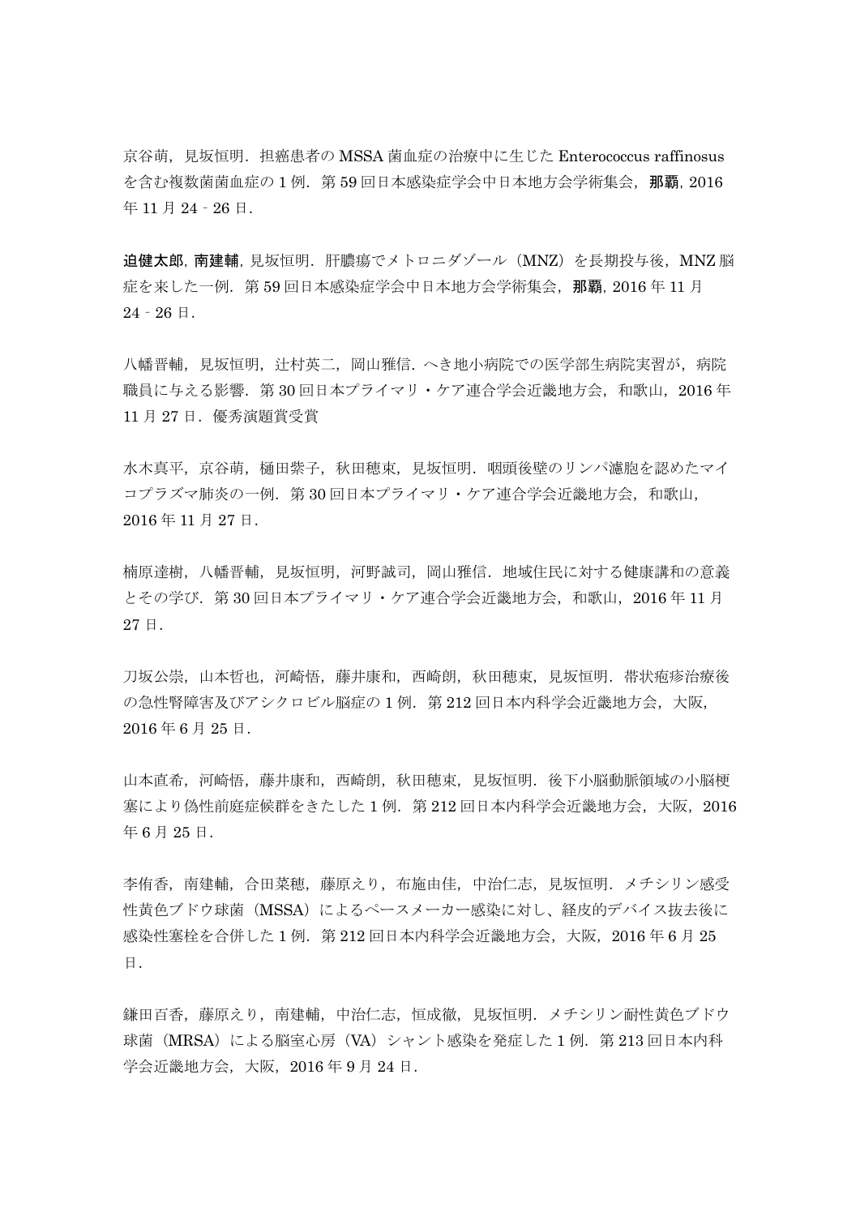京谷萌，見坂恒明．担癌患者の MSSA 菌血症の治療中に生じた Enterococcus raffinosus を含む複数菌菌血症の 1 例．第 59 回日本感染症学会中日本地方会学術集会，**那覇**，2016 年 11 月 24 - 26 日．

**迫健太郎**，**南建輔**，見坂恒明．肝膿瘍でメトロニダゾール（MNZ）を長期投与後，MNZ 脳症を来した一例．第 59 回日本感染症学会中日本地方会学術集会，**那覇**，2016 年 11 月 24 - 26 日．

八幡晋輔，見坂恒明，辻村英二，岡山雅信．へき地小病院での医学部生病院実習が，病院職員に与える影響．第 30 回日本プライマリ・ケア連合学会近畿地方会，和歌山，2016 年 11 月 27 日．優秀演題賞受賞

水木真平，京谷萌，樋田紫子，秋田穂束，見坂恒明．咽頭後壁のリンパ濾胞を認めたマイコプラズマ肺炎の一例．第 30 回日本プライマリ・ケア連合学会近畿地方会，和歌山，2016 年 11 月 27 日．

楠原達樹，八幡晋輔，見坂恒明，河野誠司，岡山雅信．地域住民に対する健康講和の意義とその学び．第 30 回日本プライマリ・ケア連合学会近畿地方会，和歌山，2016 年 11 月 27 日．

刀坂公崇，山本哲也，河崎悟，藤井康和，西崎朗，秋田穂束，見坂恒明．帯状疱疹治療後の急性腎障害及びアシクロビル脳症の 1 例．第 212 回日本内科学会近畿地方会，大阪，2016 年 6 月 25 日．

山本直希，河崎悟，藤井康和，西崎朗，秋田穂束，見坂恒明．後下小脳動脈領域の小脳梗塞により偽性前庭症候群をきたした 1 例．第 212 回日本内科学会近畿地方会，大阪，2016 年 6 月 25 日．

李侑香，南建輔，合田菜穂，藤原えり，布施由佳，中治仁志，見坂恒明．メチシリン感受性黄色ブドウ球菌（MSSA）によるペースメーカー感染に対し、経皮的デバイス抜去後に感染性塞栓を合併した 1 例．第 212 回日本内科学会近畿地方会，大阪，2016 年 6 月 25 日．

鎌田百香，藤原えり，南建輔，中治仁志，恒成徹，見坂恒明．メチシリン耐性黄色ブドウ球菌（MRSA）による脳室心房（VA）シャント感染を発症した 1 例．第 213 回日本内科学会近畿地方会，大阪，2016 年 9 月 24 日．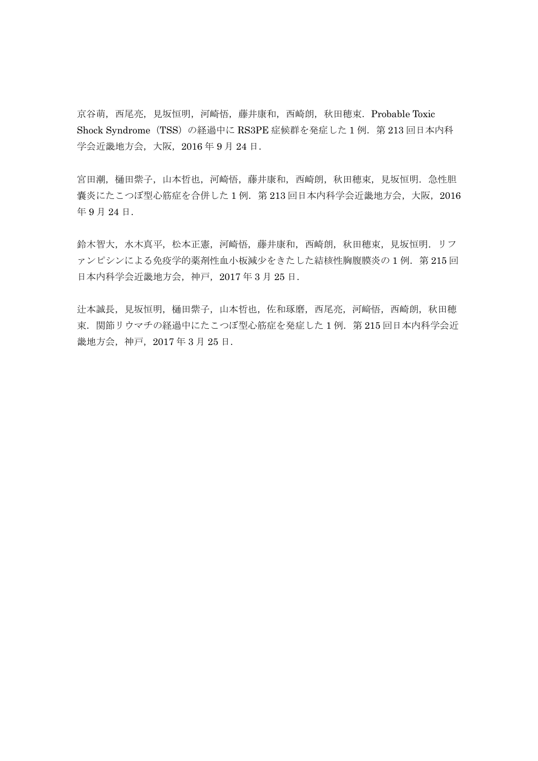京谷萌，西尾亮，見坂恒明，河崎悟，藤井康和，西崎朗，秋田穂束．Probable Toxic Shock Syndrome（TSS）の経過中に RS3PE 症候群を発症した 1 例．第 213 回日本内科学会近畿地方会，大阪，2016 年 9 月 24 日．

宮田潮，樋田紫子，山本哲也，河崎悟，藤井康和，西崎朗，秋田穂束，見坂恒明．急性胆嚢炎にたこつぼ型心筋症を合併した 1 例．第 213 回日本内科学会近畿地方会，大阪，2016 年 9 月 24 日．

鈴木智大，水木真平，松本正憲，河崎悟，藤井康和，西崎朗，秋田穂束，見坂恒明．リファンピシンによる免疫学的薬剤性血小板減少をきたした結核性胸腹膜炎の 1 例．第 215 回日本内科学会近畿地方会，神戸，2017 年 3 月 25 日．

辻本誠長，見坂恒明，樋田紫子，山本哲也，佐和琢磨，西尾亮，河崎悟，西崎朗，秋田穂束．関節リウマチの経過中にたこつぼ型心筋症を発症した 1 例．第 215 回日本内科学会近畿地方会，神戸，2017 年 3 月 25 日．